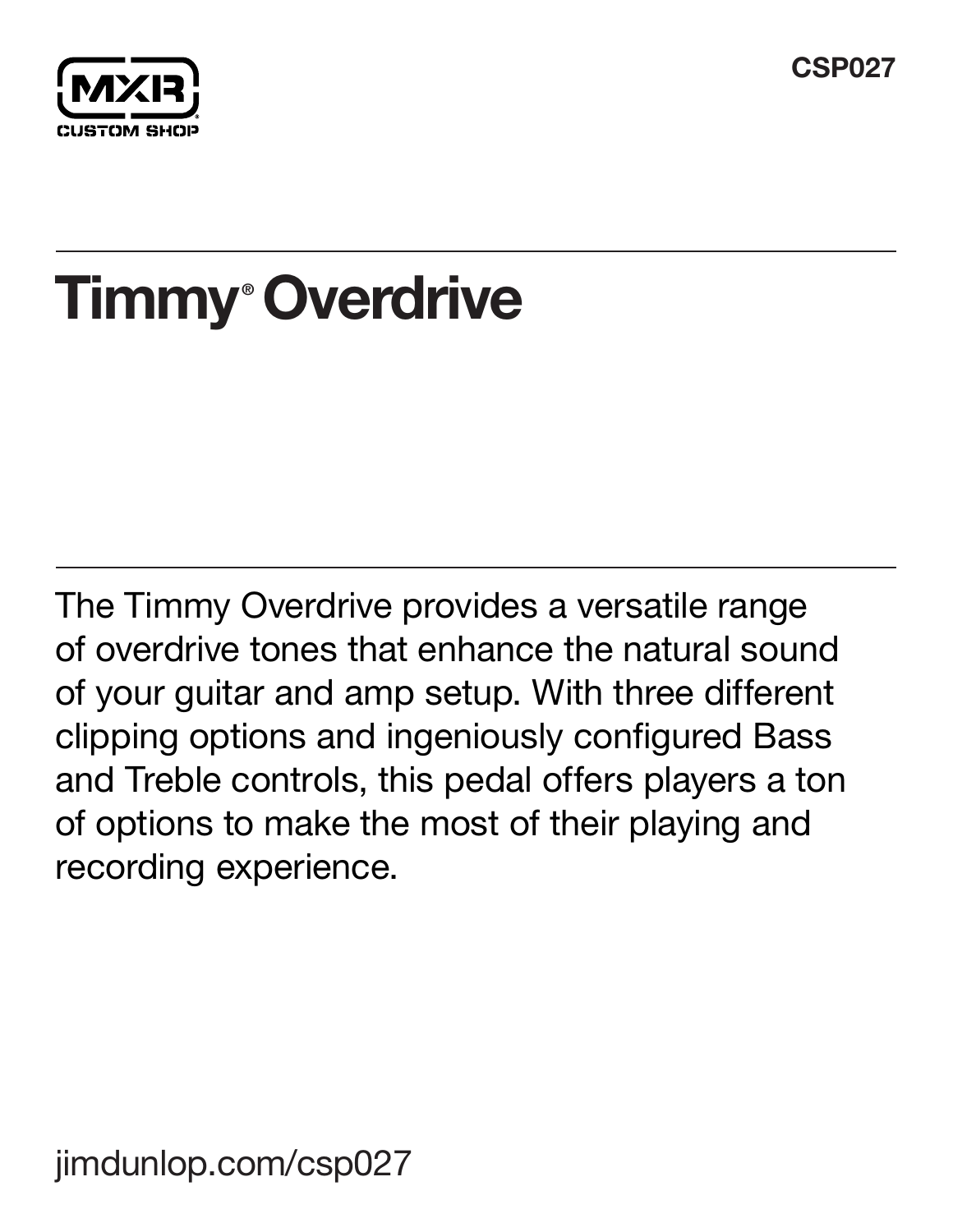MXR CUSTOM SHOP

CSP027

# Timmy® Overdrive

The Timmy Overdrive provides a versatile range of overdrive tones that enhance the natural sound of your guitar and amp setup. With three different clipping options and ingeniously configured Bass and Treble controls, this pedal offers players a ton of options to make the most of their playing and recording experience.

jimdunlop.com/csp027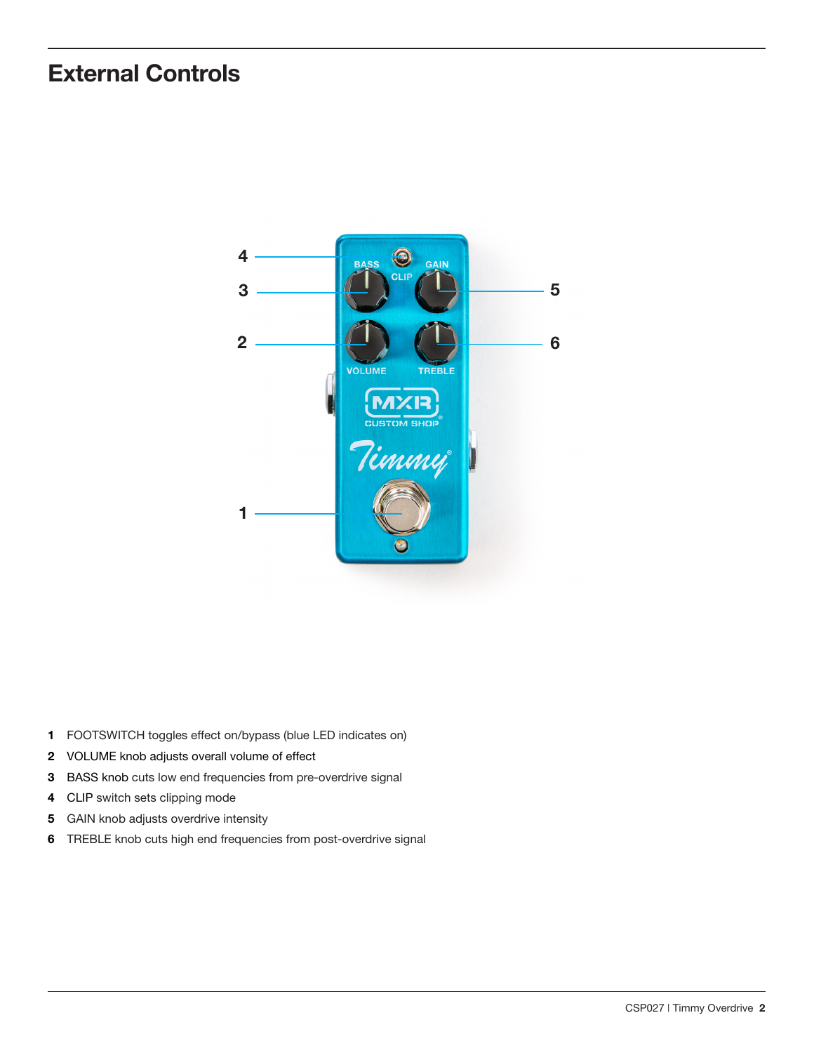# External Controls

1. FOOTSWITCH toggles effect on/bypass (blue LED indicates on)
2. VOLUME knob adjusts overall volume of effect
3. BASS knob cuts low end frequencies from pre-overdrive signal
4. CLIP switch sets clipping mode
5. GAIN knob adjusts overdrive intensity
6. TREBLE knob cuts high end frequencies from post-overdrive signal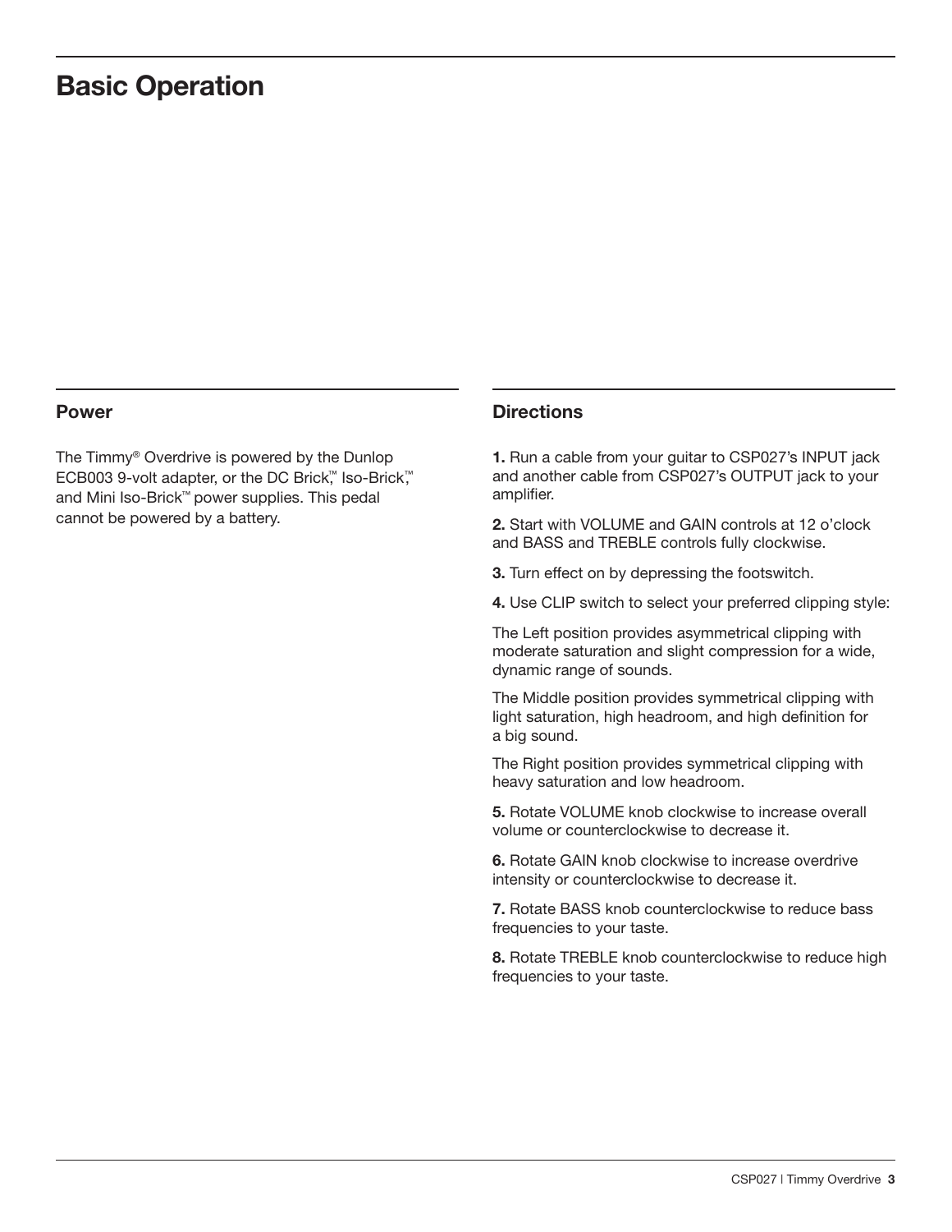# Basic Operation

## Power

The Timmy® Overdrive is powered by the Dunlop ECB003 9-volt adapter, or the DC Brick,™ Iso-Brick,™ and Mini Iso-Brick™ power supplies. This pedal cannot be powered by a battery.

## Directions

**1.** Run a cable from your guitar to CSP027's INPUT jack and another cable from CSP027's OUTPUT jack to your amplifier.

**2.** Start with VOLUME and GAIN controls at 12 o'clock and BASS and TREBLE controls fully clockwise.

**3.** Turn effect on by depressing the footswitch.

**4.** Use CLIP switch to select your preferred clipping style:

The Left position provides asymmetrical clipping with moderate saturation and slight compression for a wide, dynamic range of sounds.

The Middle position provides symmetrical clipping with light saturation, high headroom, and high definition for a big sound.

The Right position provides symmetrical clipping with heavy saturation and low headroom.

**5.** Rotate VOLUME knob clockwise to increase overall volume or counterclockwise to decrease it.

**6.** Rotate GAIN knob clockwise to increase overdrive intensity or counterclockwise to decrease it.

**7.** Rotate BASS knob counterclockwise to reduce bass frequencies to your taste.

**8.** Rotate TREBLE knob counterclockwise to reduce high frequencies to your taste.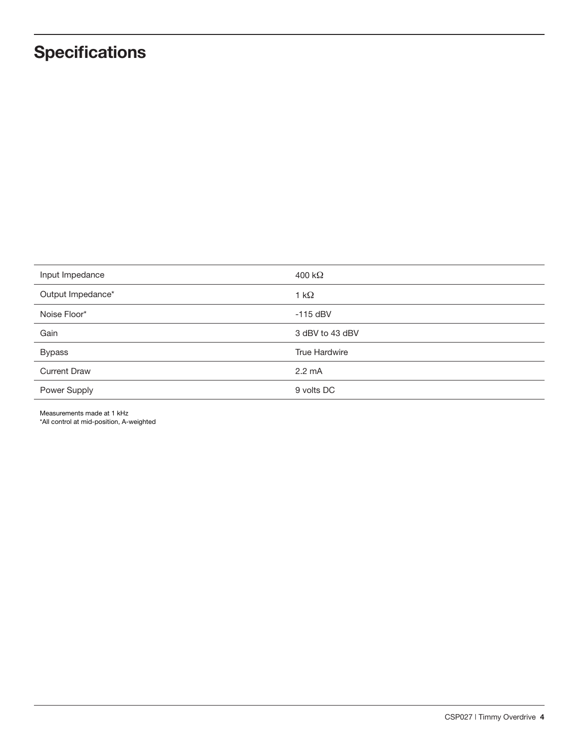# Specifications

| | |
|---|---|
| Input Impedance | 400 kΩ |
| Output Impedance* | 1 kΩ |
| Noise Floor* | -115 dBV |
| Gain | 3 dBV to 43 dBV |
| Bypass | True Hardwire |
| Current Draw | 2.2 mA |
| Power Supply | 9 volts DC |

Measurements made at 1 kHz
*All control at mid-position, A-weighted